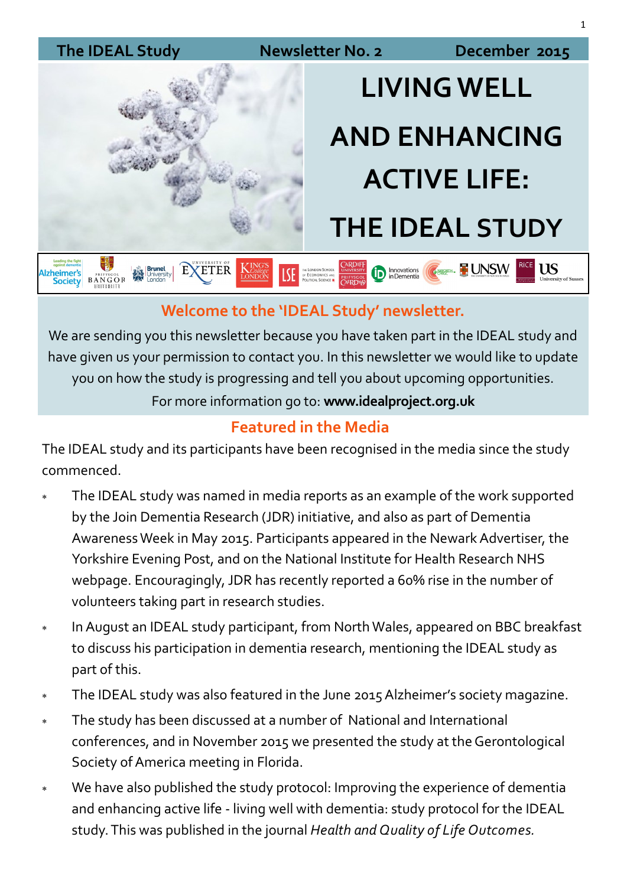The IDEAL Study | Newsletter No. 2 | December 2015

# LIVING WELL AND ENHANCING ACTIVE LIFE: THE IDEAL STUDY

## Welcome to the 'IDEAL Study' newsletter.

We are sending you this newsletter because you have taken part in the IDEAL study and have given us your permission to contact you. In this newsletter we would like to update you on how the study is progressing and tell you about upcoming opportunities.

For more information go to: **www.idealproject.org.uk**

## Featured in the Media

The IDEAL study and its participants have been recognised in the media since the study commenced.

- The IDEAL study was named in media reports as an example of the work supported by the Join Dementia Research (JDR) initiative, and also as part of Dementia Awareness Week in May 2015. Participants appeared in the Newark Advertiser, the Yorkshire Evening Post, and on the National Institute for Health Research NHS webpage. Encouragingly, JDR has recently reported a 60% rise in the number of volunteers taking part in research studies.
- In August an IDEAL study participant, from North Wales, appeared on BBC breakfast to discuss his participation in dementia research, mentioning the IDEAL study as part of this.
- The IDEAL study was also featured in the June 2015 Alzheimer's society magazine.
- The study has been discussed at a number of National and International conferences, and in November 2015 we presented the study at the Gerontological Society of America meeting in Florida.
- We have also published the study protocol: Improving the experience of dementia and enhancing active life - living well with dementia: study protocol for the IDEAL study. This was published in the journal *Health and Quality of Life Outcomes.*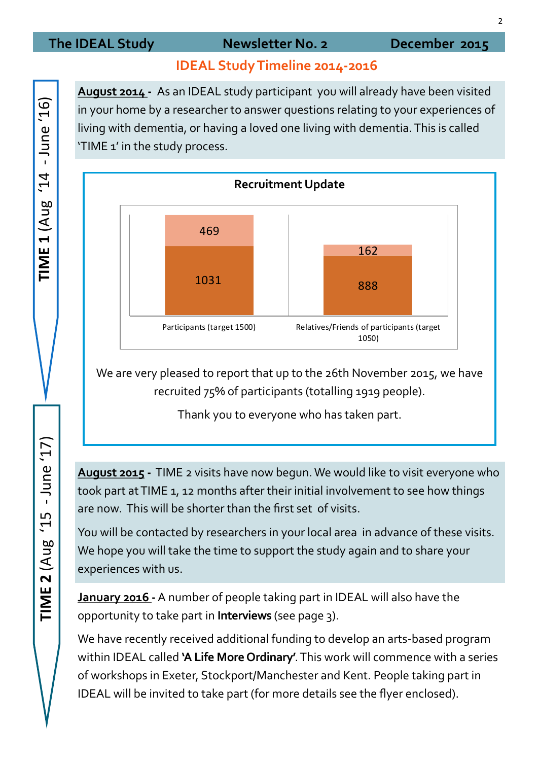## IDEAL Study Timeline 2014-2016

**TIME 1 (Aug '14 - June '16)**

**August 2014 -** As an IDEAL study participant you will already have been visited in your home by a researcher to answer questions relating to your experiences of living with dementia, or having a loved one living with dementia. This is called 'TIME 1' in the study process.

### Recruitment Update

| | Participants (target 1500) | Relatives/Friends of participants (target 1050) |
|---|---|---|
| Recruited | 1031 | 888 |
| Remaining | 469 | 162 |

We are very pleased to report that up to the 26th November 2015, we have recruited 75% of participants (totalling 1919 people).

Thank you to everyone who has taken part.

**TIME 2 (Aug '15 - June '17)**

**August 2015 -** TIME 2 visits have now begun. We would like to visit everyone who took part at TIME 1, 12 months after their initial involvement to see how things are now. This will be shorter than the first set of visits.

You will be contacted by researchers in your local area in advance of these visits. We hope you will take the time to support the study again and to share your experiences with us.

**January 2016 -** A number of people taking part in IDEAL will also have the opportunity to take part in **Interviews** (see page 3).

We have recently received additional funding to develop an arts-based program within IDEAL called **'A Life More Ordinary'**. This work will commence with a series of workshops in Exeter, Stockport/Manchester and Kent. People taking part in IDEAL will be invited to take part (for more details see the flyer enclosed).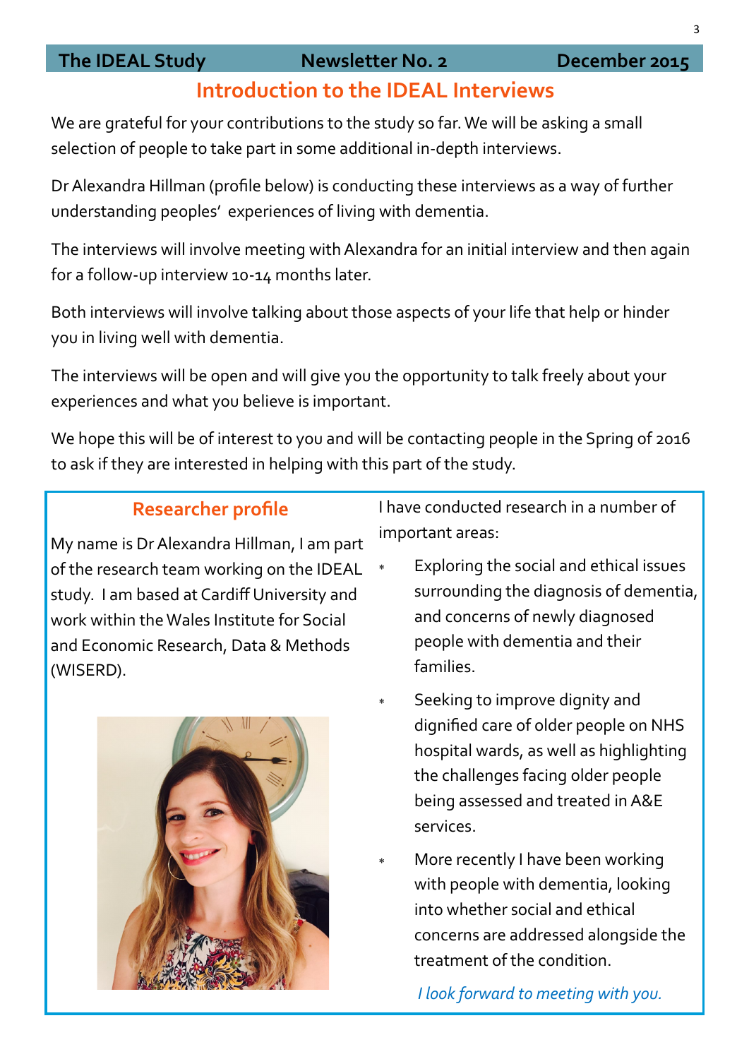## Introduction to the IDEAL Interviews

We are grateful for your contributions to the study so far. We will be asking a small selection of people to take part in some additional in-depth interviews.

Dr Alexandra Hillman (profile below) is conducting these interviews as a way of further understanding peoples' experiences of living with dementia.

The interviews will involve meeting with Alexandra for an initial interview and then again for a follow-up interview 10-14 months later.

Both interviews will involve talking about those aspects of your life that help or hinder you in living well with dementia.

The interviews will be open and will give you the opportunity to talk freely about your experiences and what you believe is important.

We hope this will be of interest to you and will be contacting people in the Spring of 2016 to ask if they are interested in helping with this part of the study.

### Researcher profile

My name is Dr Alexandra Hillman, I am part of the research team working on the IDEAL study. I am based at Cardiff University and work within the Wales Institute for Social and Economic Research, Data & Methods (WISERD).

I have conducted research in a number of important areas:

- Exploring the social and ethical issues surrounding the diagnosis of dementia, and concerns of newly diagnosed people with dementia and their families.
- Seeking to improve dignity and dignified care of older people on NHS hospital wards, as well as highlighting the challenges facing older people being assessed and treated in A&E services.
- More recently I have been working with people with dementia, looking into whether social and ethical concerns are addressed alongside the treatment of the condition.

*I look forward to meeting with you.*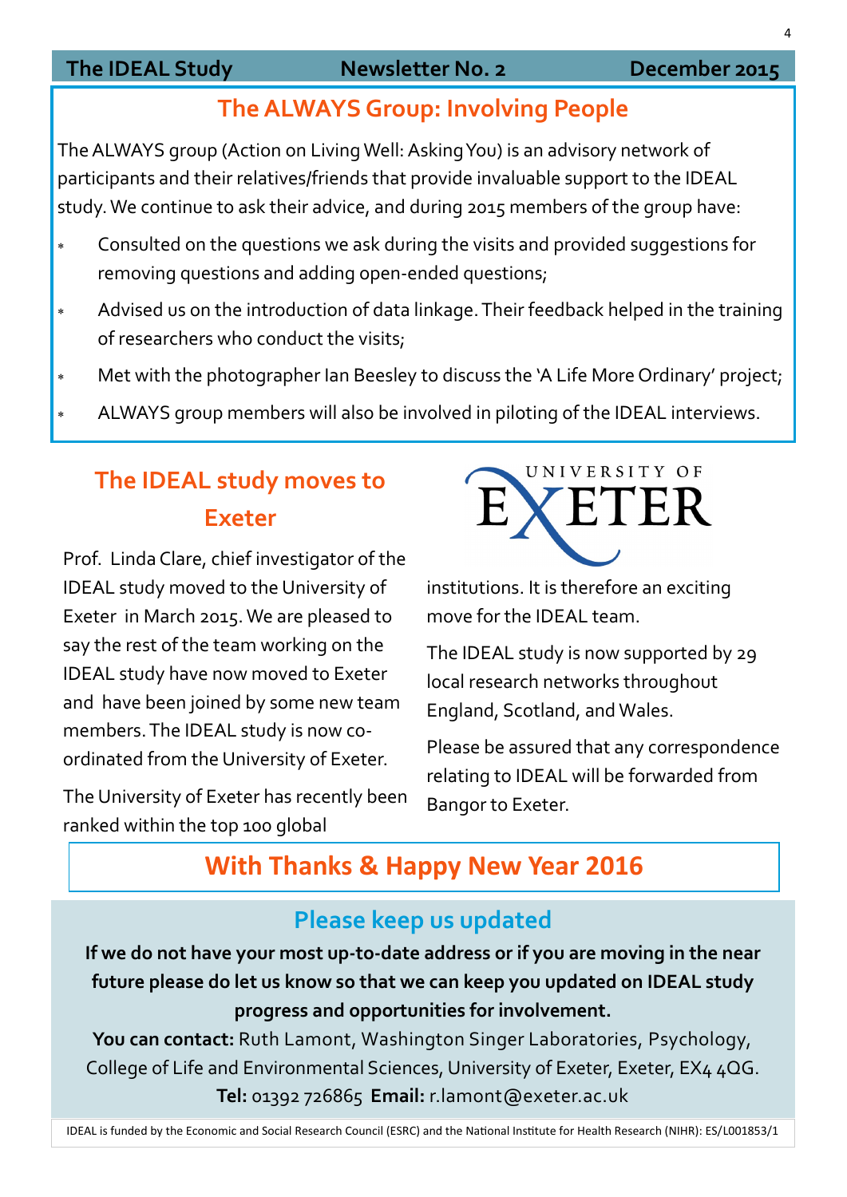## The ALWAYS Group: Involving People

The ALWAYS group (Action on Living Well: Asking You) is an advisory network of participants and their relatives/friends that provide invaluable support to the IDEAL study. We continue to ask their advice, and during 2015 members of the group have:

- Consulted on the questions we ask during the visits and provided suggestions for removing questions and adding open-ended questions;
- Advised us on the introduction of data linkage. Their feedback helped in the training of researchers who conduct the visits;
- Met with the photographer Ian Beesley to discuss the 'A Life More Ordinary' project;
- ALWAYS group members will also be involved in piloting of the IDEAL interviews.

## The IDEAL study moves to Exeter

Prof. Linda Clare, chief investigator of the IDEAL study moved to the University of Exeter in March 2015. We are pleased to say the rest of the team working on the IDEAL study have now moved to Exeter and have been joined by some new team members. The IDEAL study is now co-ordinated from the University of Exeter.

The University of Exeter has recently been ranked within the top 100 global institutions. It is therefore an exciting move for the IDEAL team.

The IDEAL study is now supported by 29 local research networks throughout England, Scotland, and Wales.

Please be assured that any correspondence relating to IDEAL will be forwarded from Bangor to Exeter.

## With Thanks & Happy New Year 2016

## Please keep us updated

**If we do not have your most up-to-date address or if you are moving in the near future please do let us know so that we can keep you updated on IDEAL study progress and opportunities for involvement.**

**You can contact:** Ruth Lamont, Washington Singer Laboratories, Psychology, College of Life and Environmental Sciences, University of Exeter, Exeter, EX4 4QG.
**Tel:** 01392 726865 **Email:** r.lamont@exeter.ac.uk

IDEAL is funded by the Economic and Social Research Council (ESRC) and the National Institute for Health Research (NIHR): ES/L001853/1